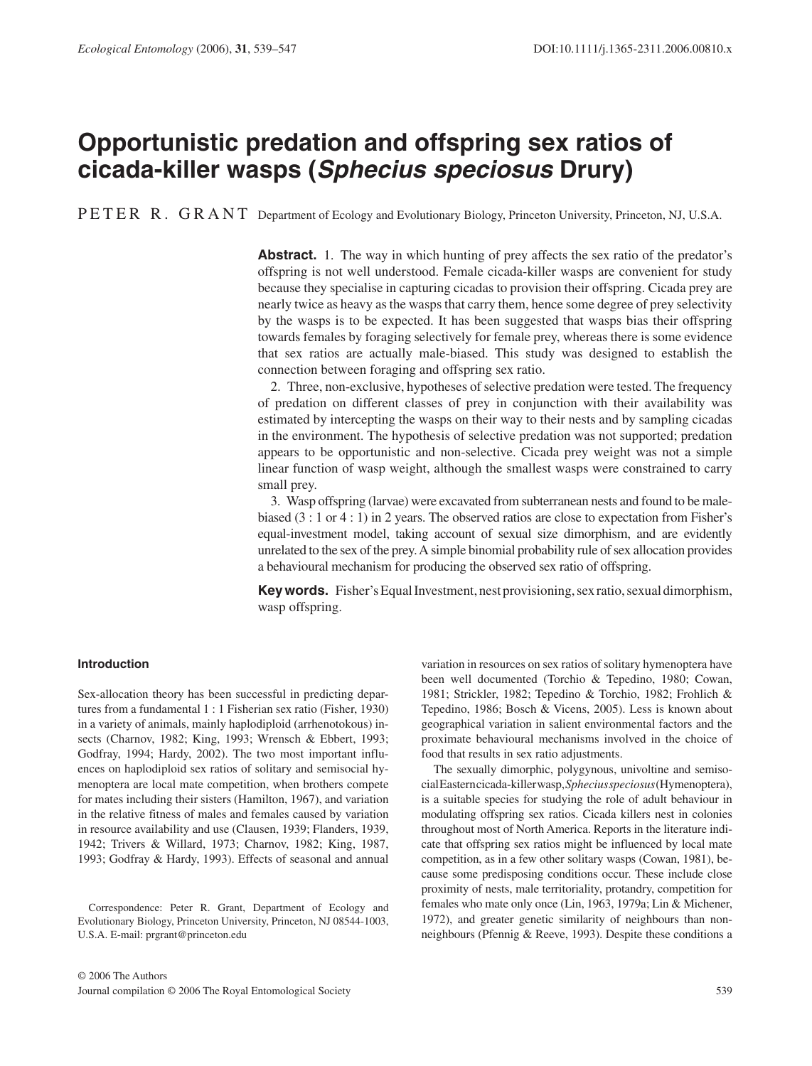# Opportunistic predation and offspring sex ratios of cicada-killer wasps (*Sphecius speciosus* Drury)

PETER R. GRANT Department of Ecology and Evolutionary Biology, Princeton University, Princeton, NJ, U.S.A.

**Abstract.** 1. The way in which hunting of prey affects the sex ratio of the predator's offspring is not well understood. Female cicada-killer wasps are convenient for study because they specialise in capturing cicadas to provision their offspring. Cicada prey are nearly twice as heavy as the wasps that carry them, hence some degree of prey selectivity by the wasps is to be expected. It has been suggested that wasps bias their offspring towards females by foraging selectively for female prey, whereas there is some evidence that sex ratios are actually male-biased. This study was designed to establish the connection between foraging and offspring sex ratio.

2. Three, non-exclusive, hypotheses of selective predation were tested. The frequency of predation on different classes of prey in conjunction with their availability was estimated by intercepting the wasps on their way to their nests and by sampling cicadas in the environment. The hypothesis of selective predation was not supported; predation appears to be opportunistic and non-selective. Cicada prey weight was not a simple linear function of wasp weight, although the smallest wasps were constrained to carry small prey.

3. Wasp offspring (larvae) were excavated from subterranean nests and found to be male-biased (3 : 1 or 4 : 1) in 2 years. The observed ratios are close to expectation from Fisher's equal-investment model, taking account of sexual size dimorphism, and are evidently unrelated to the sex of the prey. A simple binomial probability rule of sex allocation provides a behavioural mechanism for producing the observed sex ratio of offspring.

**Key words.** Fisher's Equal Investment, nest provisioning, sex ratio, sexual dimorphism, wasp offspring.

## Introduction

Sex-allocation theory has been successful in predicting departures from a fundamental 1 : 1 Fisherian sex ratio (Fisher, 1930) in a variety of animals, mainly haplodiploid (arrhenotokous) insects (Charnov, 1982; King, 1993; Wrensch & Ebbert, 1993; Godfray, 1994; Hardy, 2002). The two most important influences on haplodiploid sex ratios of solitary and semisocial hymenoptera are local mate competition, when brothers compete for mates including their sisters (Hamilton, 1967), and variation in the relative fitness of males and females caused by variation in resource availability and use (Clausen, 1939; Flanders, 1939, 1942; Trivers & Willard, 1973; Charnov, 1982; King, 1987, 1993; Godfray & Hardy, 1993). Effects of seasonal and annual variation in resources on sex ratios of solitary hymenoptera have been well documented (Torchio & Tepedino, 1980; Cowan, 1981; Strickler, 1982; Tepedino & Torchio, 1982; Frohlich & Tepedino, 1986; Bosch & Vicens, 2005). Less is known about geographical variation in salient environmental factors and the proximate behavioural mechanisms involved in the choice of food that results in sex ratio adjustments.

The sexually dimorphic, polygynous, univoltine and semisocial Eastern cicada-killer wasp, *Sphecius speciosus* (Hymenoptera), is a suitable species for studying the role of adult behaviour in modulating offspring sex ratios. Cicada killers nest in colonies throughout most of North America. Reports in the literature indicate that offspring sex ratios might be influenced by local mate competition, as in a few other solitary wasps (Cowan, 1981), because some predisposing conditions occur. These include close proximity of nests, male territoriality, protandry, competition for females who mate only once (Lin, 1963, 1979a; Lin & Michener, 1972), and greater genetic similarity of neighbours than non-neighbours (Pfennig & Reeve, 1993). Despite these conditions a

Correspondence: Peter R. Grant, Department of Ecology and Evolutionary Biology, Princeton University, Princeton, NJ 08544-1003, U.S.A. E-mail: prgrant@princeton.edu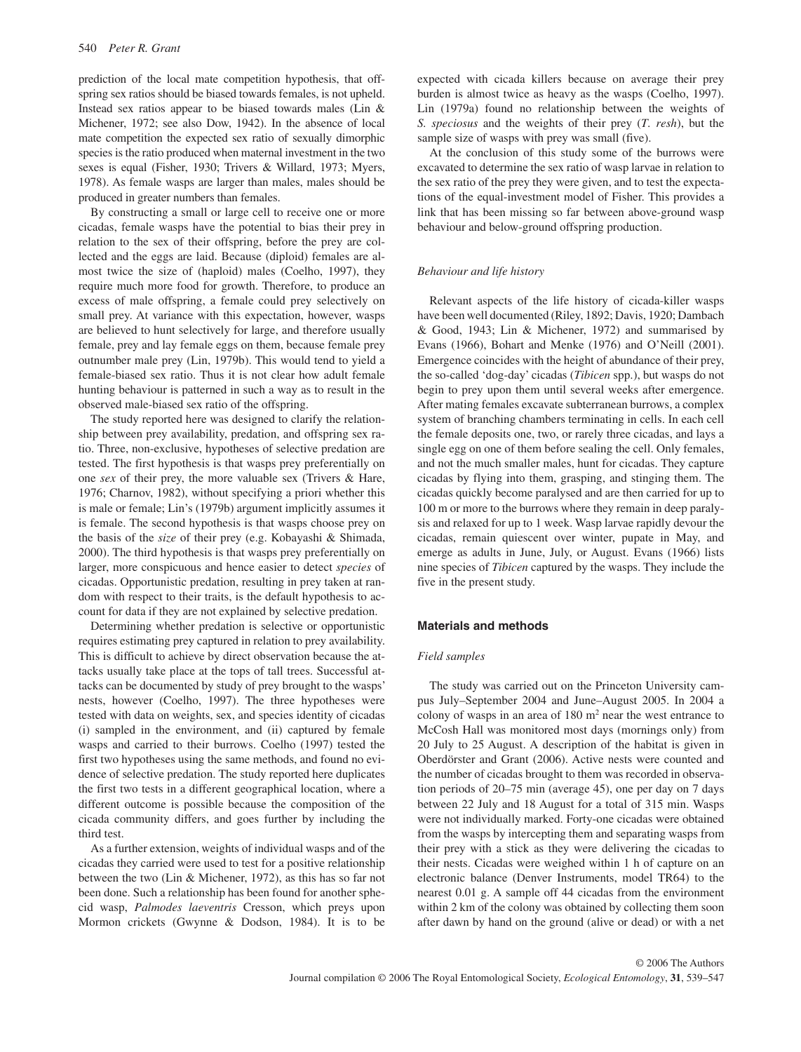prediction of the local mate competition hypothesis, that offspring sex ratios should be biased towards females, is not upheld. Instead sex ratios appear to be biased towards males (Lin & Michener, 1972; see also Dow, 1942). In the absence of local mate competition the expected sex ratio of sexually dimorphic species is the ratio produced when maternal investment in the two sexes is equal (Fisher, 1930; Trivers & Willard, 1973; Myers, 1978). As female wasps are larger than males, males should be produced in greater numbers than females.

By constructing a small or large cell to receive one or more cicadas, female wasps have the potential to bias their prey in relation to the sex of their offspring, before the prey are collected and the eggs are laid. Because (diploid) females are almost twice the size of (haploid) males (Coelho, 1997), they require much more food for growth. Therefore, to produce an excess of male offspring, a female could prey selectively on small prey. At variance with this expectation, however, wasps are believed to hunt selectively for large, and therefore usually female, prey and lay female eggs on them, because female prey outnumber male prey (Lin, 1979b). This would tend to yield a female-biased sex ratio. Thus it is not clear how adult female hunting behaviour is patterned in such a way as to result in the observed male-biased sex ratio of the offspring.

The study reported here was designed to clarify the relationship between prey availability, predation, and offspring sex ratio. Three, non-exclusive, hypotheses of selective predation are tested. The first hypothesis is that wasps prey preferentially on one *sex* of their prey, the more valuable sex (Trivers & Hare, 1976; Charnov, 1982), without specifying a priori whether this is male or female; Lin's (1979b) argument implicitly assumes it is female. The second hypothesis is that wasps choose prey on the basis of the *size* of their prey (e.g. Kobayashi & Shimada, 2000). The third hypothesis is that wasps prey preferentially on larger, more conspicuous and hence easier to detect *species* of cicadas. Opportunistic predation, resulting in prey taken at random with respect to their traits, is the default hypothesis to account for data if they are not explained by selective predation.

Determining whether predation is selective or opportunistic requires estimating prey captured in relation to prey availability. This is difficult to achieve by direct observation because the attacks usually take place at the tops of tall trees. Successful attacks can be documented by study of prey brought to the wasps' nests, however (Coelho, 1997). The three hypotheses were tested with data on weights, sex, and species identity of cicadas (i) sampled in the environment, and (ii) captured by female wasps and carried to their burrows. Coelho (1997) tested the first two hypotheses using the same methods, and found no evidence of selective predation. The study reported here duplicates the first two tests in a different geographical location, where a different outcome is possible because the composition of the cicada community differs, and goes further by including the third test.

As a further extension, weights of individual wasps and of the cicadas they carried were used to test for a positive relationship between the two (Lin & Michener, 1972), as this has so far not been done. Such a relationship has been found for another sphecid wasp, *Palmodes laeventris* Cresson, which preys upon Mormon crickets (Gwynne & Dodson, 1984). It is to be expected with cicada killers because on average their prey burden is almost twice as heavy as the wasps (Coelho, 1997). Lin (1979a) found no relationship between the weights of *S. speciosus* and the weights of their prey (*T. resh*), but the sample size of wasps with prey was small (five).

At the conclusion of this study some of the burrows were excavated to determine the sex ratio of wasp larvae in relation to the sex ratio of the prey they were given, and to test the expectations of the equal-investment model of Fisher. This provides a link that has been missing so far between above-ground wasp behaviour and below-ground offspring production.

### *Behaviour and life history*

Relevant aspects of the life history of cicada-killer wasps have been well documented (Riley, 1892; Davis, 1920; Dambach & Good, 1943; Lin & Michener, 1972) and summarised by Evans (1966), Bohart and Menke (1976) and O'Neill (2001). Emergence coincides with the height of abundance of their prey, the so-called 'dog-day' cicadas (*Tibicen* spp.), but wasps do not begin to prey upon them until several weeks after emergence. After mating females excavate subterranean burrows, a complex system of branching chambers terminating in cells. In each cell the female deposits one, two, or rarely three cicadas, and lays a single egg on one of them before sealing the cell. Only females, and not the much smaller males, hunt for cicadas. They capture cicadas by flying into them, grasping, and stinging them. The cicadas quickly become paralysed and are then carried for up to 100 m or more to the burrows where they remain in deep paralysis and relaxed for up to 1 week. Wasp larvae rapidly devour the cicadas, remain quiescent over winter, pupate in May, and emerge as adults in June, July, or August. Evans (1966) lists nine species of *Tibicen* captured by the wasps. They include the five in the present study.

## Materials and methods

### *Field samples*

The study was carried out on the Princeton University campus July–September 2004 and June–August 2005. In 2004 a colony of wasps in an area of 180 m$^2$ near the west entrance to McCosh Hall was monitored most days (mornings only) from 20 July to 25 August. A description of the habitat is given in Oberdörster and Grant (2006). Active nests were counted and the number of cicadas brought to them was recorded in observation periods of 20–75 min (average 45), one per day on 7 days between 22 July and 18 August for a total of 315 min. Wasps were not individually marked. Forty-one cicadas were obtained from the wasps by intercepting them and separating wasps from their prey with a stick as they were delivering the cicadas to their nests. Cicadas were weighed within 1 h of capture on an electronic balance (Denver Instruments, model TR64) to the nearest 0.01 g. A sample off 44 cicadas from the environment within 2 km of the colony was obtained by collecting them soon after dawn by hand on the ground (alive or dead) or with a net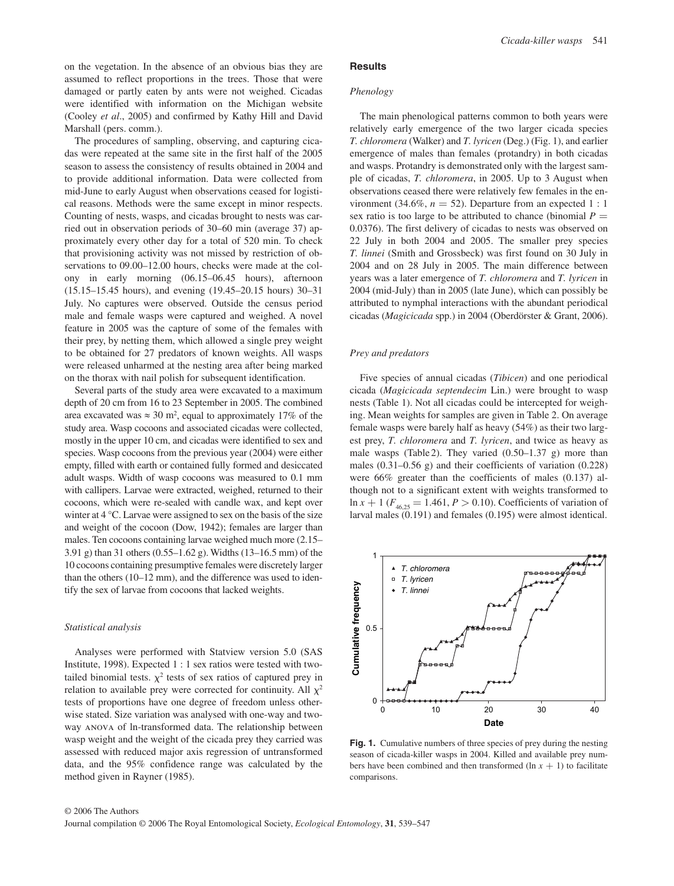on the vegetation. In the absence of an obvious bias they are assumed to reflect proportions in the trees. Those that were damaged or partly eaten by ants were not weighed. Cicadas were identified with information on the Michigan website (Cooley *et al*., 2005) and confirmed by Kathy Hill and David Marshall (pers. comm.).

The procedures of sampling, observing, and capturing cicadas were repeated at the same site in the first half of the 2005 season to assess the consistency of results obtained in 2004 and to provide additional information. Data were collected from mid-June to early August when observations ceased for logistical reasons. Methods were the same except in minor respects. Counting of nests, wasps, and cicadas brought to nests was carried out in observation periods of 30–60 min (average 37) approximately every other day for a total of 520 min. To check that provisioning activity was not missed by restriction of observations to 09.00–12.00 hours, checks were made at the colony in early morning (06.15–06.45 hours), afternoon (15.15–15.45 hours), and evening (19.45–20.15 hours) 30–31 July. No captures were observed. Outside the census period male and female wasps were captured and weighed. A novel feature in 2005 was the capture of some of the females with their prey, by netting them, which allowed a single prey weight to be obtained for 27 predators of known weights. All wasps were released unharmed at the nesting area after being marked on the thorax with nail polish for subsequent identification.

Several parts of the study area were excavated to a maximum depth of 20 cm from 16 to 23 September in 2005. The combined area excavated was ≈ 30 m$^2$, equal to approximately 17% of the study area. Wasp cocoons and associated cicadas were collected, mostly in the upper 10 cm, and cicadas were identified to sex and species. Wasp cocoons from the previous year (2004) were either empty, filled with earth or contained fully formed and desiccated adult wasps. Width of wasp cocoons was measured to 0.1 mm with callipers. Larvae were extracted, weighed, returned to their cocoons, which were re-sealed with candle wax, and kept over winter at 4 °C. Larvae were assigned to sex on the basis of the size and weight of the cocoon (Dow, 1942); females are larger than males. Ten cocoons containing larvae weighed much more (2.15–3.91 g) than 31 others (0.55–1.62 g). Widths (13–16.5 mm) of the 10 cocoons containing presumptive females were discretely larger than the others (10–12 mm), and the difference was used to identify the sex of larvae from cocoons that lacked weights.

### *Statistical analysis*

Analyses were performed with Statview version 5.0 (SAS Institute, 1998). Expected 1 : 1 sex ratios were tested with two-tailed binomial tests. $\chi^2$ tests of sex ratios of captured prey in relation to available prey were corrected for continuity. All $\chi^2$ tests of proportions have one degree of freedom unless otherwise stated. Size variation was analysed with one-way and two-way ANOVA of ln-transformed data. The relationship between wasp weight and the weight of the cicada prey they carried was assessed with reduced major axis regression of untransformed data, and the 95% confidence range was calculated by the method given in Rayner (1985).

## Results

### *Phenology*

The main phenological patterns common to both years were relatively early emergence of the two larger cicada species *T. chloromera* (Walker) and *T. lyricen* (Deg.) (Fig. 1), and earlier emergence of males than females (protandry) in both cicadas and wasps. Protandry is demonstrated only with the largest sample of cicadas, *T. chloromera*, in 2005. Up to 3 August when observations ceased there were relatively few females in the environment (34.6%, $n = 52$). Departure from an expected 1 : 1 sex ratio is too large to be attributed to chance (binomial $P = 0.0376$). The first delivery of cicadas to nests was observed on 22 July in both 2004 and 2005. The smaller prey species *T. linnei* (Smith and Grossbeck) was first found on 30 July in 2004 and on 28 July in 2005. The main difference between years was a later emergence of *T. chloromera* and *T. lyricen* in 2004 (mid-July) than in 2005 (late June), which can possibly be attributed to nymphal interactions with the abundant periodical cicadas (*Magicicada* spp.) in 2004 (Oberdörster & Grant, 2006).

### *Prey and predators*

Five species of annual cicadas (*Tibicen*) and one periodical cicada (*Magicicada septendecim* Lin.) were brought to wasp nests (Table 1). Not all cicadas could be intercepted for weighing. Mean weights for samples are given in Table 2. On average female wasps were barely half as heavy (54%) as their two largest prey, *T. chloromera* and *T. lyricen*, and twice as heavy as male wasps (Table 2). They varied (0.50–1.37 g) more than males (0.31–0.56 g) and their coefficients of variation (0.228) were 66% greater than the coefficients of males (0.137) although not to a significant extent with weights transformed to $\ln x + 1$ ($F_{46,25} = 1.461$, $P > 0.10$). Coefficients of variation of larval males (0.191) and females (0.195) were almost identical.

**Fig. 1.** Cumulative numbers of three species of prey during the nesting season of cicada-killer wasps in 2004. Killed and available prey numbers have been combined and then transformed ($\ln x + 1$) to facilitate comparisons.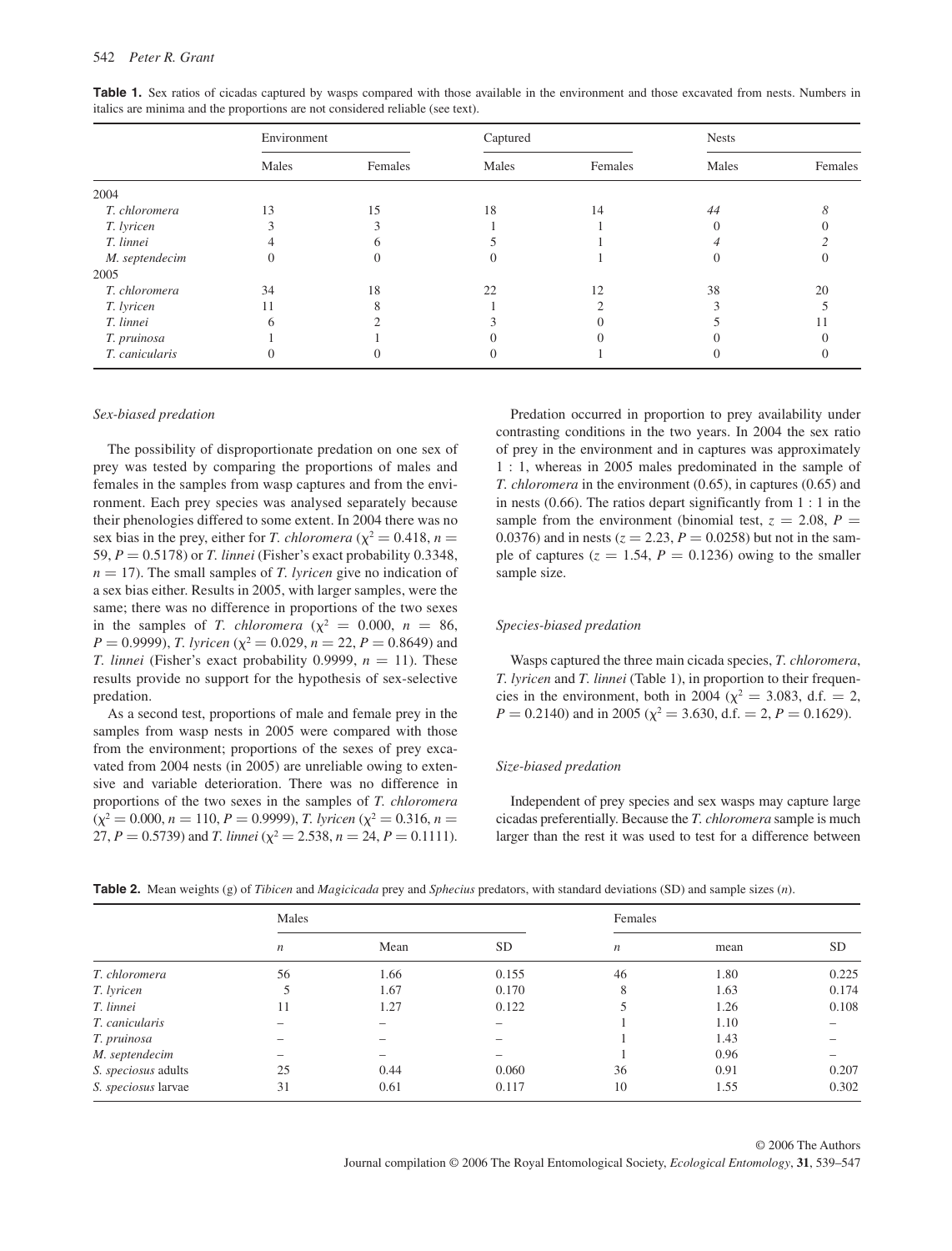**Table 1.** Sex ratios of cicadas captured by wasps compared with those available in the environment and those excavated from nests. Numbers in italics are minima and the proportions are not considered reliable (see text).

| | Environment | | Captured | | Nests | |
|---|---|---|---|---|---|---|
| | Males | Females | Males | Females | Males | Females |
| 2004 | | | | | | |
| *T. chloromera* | 13 | 15 | 18 | 14 | *44* | *8* |
| *T. lyricen* | 3 | 3 | 1 | 1 | 0 | 0 |
| *T. linnei* | 4 | 6 | 5 | 1 | *4* | *2* |
| *M. septendecim* | 0 | 0 | 0 | 1 | 0 | 0 |
| 2005 | | | | | | |
| *T. chloromera* | 34 | 18 | 22 | 12 | 38 | 20 |
| *T. lyricen* | 11 | 8 | 1 | 2 | 3 | 5 |
| *T. linnei* | 6 | 2 | 3 | 0 | 5 | 11 |
| *T. pruinosa* | 1 | 1 | 0 | 0 | 0 | 0 |
| *T. canicularis* | 0 | 0 | 0 | 1 | 0 | 0 |

### Sex-biased predation

The possibility of disproportionate predation on one sex of prey was tested by comparing the proportions of males and females in the samples from wasp captures and from the environment. Each prey species was analysed separately because their phenologies differed to some extent. In 2004 there was no sex bias in the prey, either for *T. chloromera* ($\chi^2 = 0.418$, $n = 59$, $P = 0.5178$) or *T. linnei* (Fisher's exact probability 0.3348, $n = 17$). The small samples of *T. lyricen* give no indication of a sex bias either. Results in 2005, with larger samples, were the same; there was no difference in proportions of the two sexes in the samples of *T. chloromera* ($\chi^2 = 0.000$, $n = 86$, $P = 0.9999$), *T. lyricen* ($\chi^2 = 0.029$, $n = 22$, $P = 0.8649$) and *T. linnei* (Fisher's exact probability 0.9999, $n = 11$). These results provide no support for the hypothesis of sex-selective predation.

As a second test, proportions of male and female prey in the samples from wasp nests in 2005 were compared with those from the environment; proportions of the sexes of prey excavated from 2004 nests (in 2005) are unreliable owing to extensive and variable deterioration. There was no difference in proportions of the two sexes in the samples of *T. chloromera* ($\chi^2 = 0.000$, $n = 110$, $P = 0.9999$), *T. lyricen* ($\chi^2 = 0.316$, $n = 27$, $P = 0.5739$) and *T. linnei* ($\chi^2 = 2.538$, $n = 24$, $P = 0.1111$).

Predation occurred in proportion to prey availability under contrasting conditions in the two years. In 2004 the sex ratio of prey in the environment and in captures was approximately 1 : 1, whereas in 2005 males predominated in the sample of *T. chloromera* in the environment (0.65), in captures (0.65) and in nests (0.66). The ratios depart significantly from 1 : 1 in the sample from the environment (binomial test, $z = 2.08$, $P = 0.0376$) and in nests ($z = 2.23$, $P = 0.0258$) but not in the sample of captures ($z = 1.54$, $P = 0.1236$) owing to the smaller sample size.

### Species-biased predation

Wasps captured the three main cicada species, *T. chloromera*, *T. lyricen* and *T. linnei* (Table 1), in proportion to their frequencies in the environment, both in 2004 ($\chi^2 = 3.083$, d.f. $= 2$, $P = 0.2140$) and in 2005 ($\chi^2 = 3.630$, d.f. $= 2$, $P = 0.1629$).

### Size-biased predation

Independent of prey species and sex wasps may capture large cicadas preferentially. Because the *T. chloromera* sample is much larger than the rest it was used to test for a difference between

**Table 2.** Mean weights (g) of *Tibicen* and *Magicicada* prey and *Sphecius* predators, with standard deviations (SD) and sample sizes ($n$).

| | Males | | | Females | | |
|---|---|---|---|---|---|---|
| | $n$ | Mean | SD | $n$ | mean | SD |
| *T. chloromera* | 56 | 1.66 | 0.155 | 46 | 1.80 | 0.225 |
| *T. lyricen* | 5 | 1.67 | 0.170 | 8 | 1.63 | 0.174 |
| *T. linnei* | 11 | 1.27 | 0.122 | 5 | 1.26 | 0.108 |
| *T. canicularis* | – | – | – | 1 | 1.10 | – |
| *T. pruinosa* | – | – | – | 1 | 1.43 | – |
| *M. septendecim* | – | – | – | 1 | 0.96 | – |
| *S. speciosus* adults | 25 | 0.44 | 0.060 | 36 | 0.91 | 0.207 |
| *S. speciosus* larvae | 31 | 0.61 | 0.117 | 10 | 1.55 | 0.302 |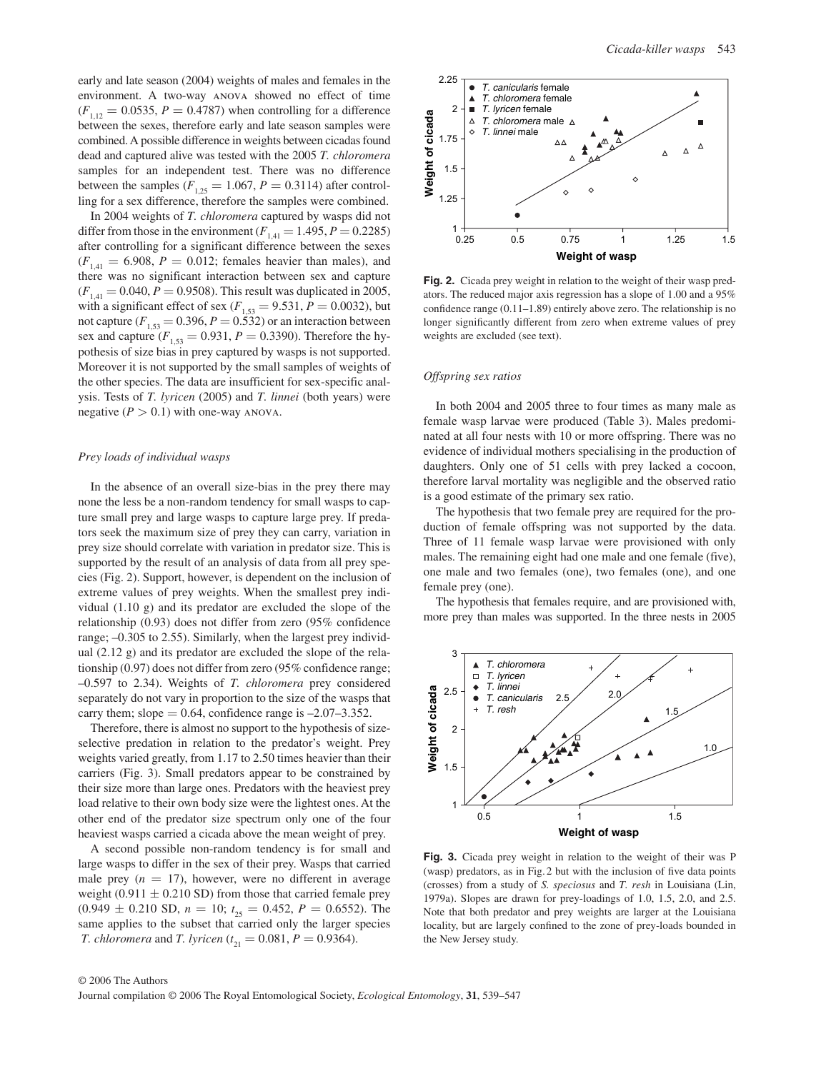early and late season (2004) weights of males and females in the environment. A two-way ANOVA showed no effect of time ($F_{1,12} = 0.0535$, $P = 0.4787$) when controlling for a difference between the sexes, therefore early and late season samples were combined. A possible difference in weights between cicadas found dead and captured alive was tested with the 2005 *T. chloromera* samples for an independent test. There was no difference between the samples ($F_{1,25} = 1.067$, $P = 0.3114$) after controlling for a sex difference, therefore the samples were combined.

In 2004 weights of *T. chloromera* captured by wasps did not differ from those in the environment ($F_{1,41} = 1.495$, $P = 0.2285$) after controlling for a significant difference between the sexes ($F_{1,41} = 6.908$, $P = 0.012$; females heavier than males), and there was no significant interaction between sex and capture ($F_{1,41} = 0.040$, $P = 0.9508$). This result was duplicated in 2005, with a significant effect of sex ($F_{1,53} = 9.531$, $P = 0.0032$), but not capture ($F_{1,53} = 0.396$, $P = 0.532$) or an interaction between sex and capture ($F_{1,53} = 0.931$, $P = 0.3390$). Therefore the hypothesis of size bias in prey captured by wasps is not supported. Moreover it is not supported by the small samples of weights of the other species. The data are insufficient for sex-specific analysis. Tests of *T. lyricen* (2005) and *T. linnei* (both years) were negative ($P > 0.1$) with one-way ANOVA.

### Prey loads of individual wasps

In the absence of an overall size-bias in the prey there may none the less be a non-random tendency for small wasps to capture small prey and large wasps to capture large prey. If predators seek the maximum size of prey they can carry, variation in prey size should correlate with variation in predator size. This is supported by the result of an analysis of data from all prey species (Fig. 2). Support, however, is dependent on the inclusion of extreme values of prey weights. When the smallest prey individual (1.10 g) and its predator are excluded the slope of the relationship (0.93) does not differ from zero (95% confidence range; –0.305 to 2.55). Similarly, when the largest prey individual (2.12 g) and its predator are excluded the slope of the relationship (0.97) does not differ from zero (95% confidence range; –0.597 to 2.34). Weights of *T. chloromera* prey considered separately do not vary in proportion to the size of the wasps that carry them; slope = 0.64, confidence range is –2.07–3.352.

Therefore, there is almost no support to the hypothesis of size-selective predation in relation to the predator's weight. Prey weights varied greatly, from 1.17 to 2.50 times heavier than their carriers (Fig. 3). Small predators appear to be constrained by their size more than large ones. Predators with the heaviest prey load relative to their own body size were the lightest ones. At the other end of the predator size spectrum only one of the four heaviest wasps carried a cicada above the mean weight of prey.

A second possible non-random tendency is for small and large wasps to differ in the sex of their prey. Wasps that carried male prey ($n = 17$), however, were no different in average weight ($0.911 \pm 0.210$ SD) from those that carried female prey ($0.949 \pm 0.210$ SD, $n = 10$; $t_{25} = 0.452$, $P = 0.6552$). The same applies to the subset that carried only the larger species *T. chloromera* and *T. lyricen* ($t_{21} = 0.081$, $P = 0.9364$).

**Fig. 2.** Cicada prey weight in relation to the weight of their wasp predators. The reduced major axis regression has a slope of 1.00 and a 95% confidence range (0.11–1.89) entirely above zero. The relationship is no longer significantly different from zero when extreme values of prey weights are excluded (see text).

### Offspring sex ratios

In both 2004 and 2005 three to four times as many male as female wasp larvae were produced (Table 3). Males predominated at all four nests with 10 or more offspring. There was no evidence of individual mothers specialising in the production of daughters. Only one of 51 cells with prey lacked a cocoon, therefore larval mortality was negligible and the observed ratio is a good estimate of the primary sex ratio.

The hypothesis that two female prey are required for the production of female offspring was not supported by the data. Three of 11 female wasp larvae were provisioned with only males. The remaining eight had one male and one female (five), one male and two females (one), two females (one), and one female prey (one).

The hypothesis that females require, and are provisioned with, more prey than males was supported. In the three nests in 2005

**Fig. 3.** Cicada prey weight in relation to the weight of their was P (wasp) predators, as in Fig. 2 but with the inclusion of five data points (crosses) from a study of *S. speciosus* and *T. resh* in Louisiana (Lin, 1979a). Slopes are drawn for prey-loadings of 1.0, 1.5, 2.0, and 2.5. Note that both predator and prey weights are larger at the Louisiana locality, but are largely confined to the zone of prey-loads bounded in the New Jersey study.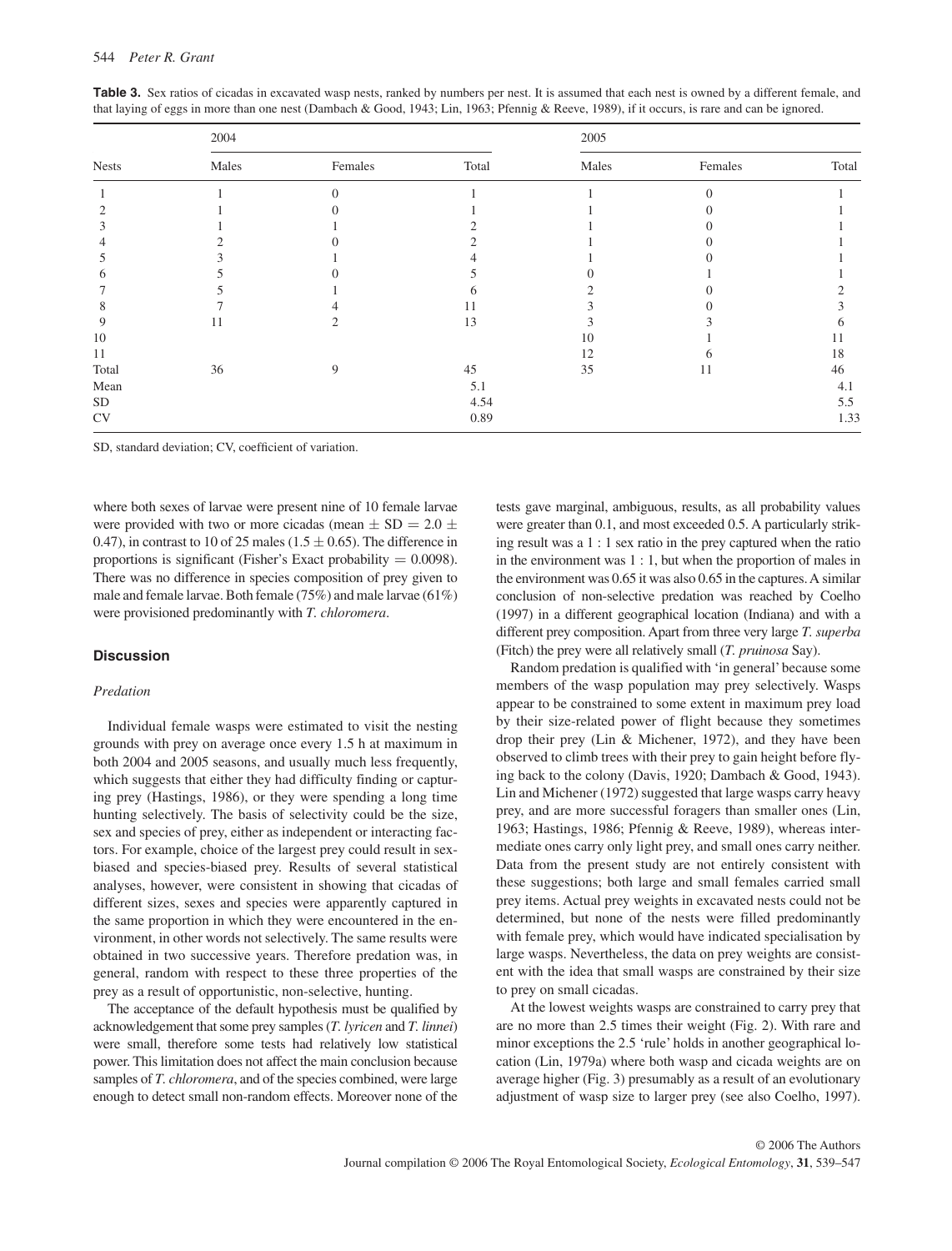**Table 3.** Sex ratios of cicadas in excavated wasp nests, ranked by numbers per nest. It is assumed that each nest is owned by a different female, and that laying of eggs in more than one nest (Dambach & Good, 1943; Lin, 1963; Pfennig & Reeve, 1989), if it occurs, is rare and can be ignored.

| | 2004 | | | 2005 | | |
|---|---|---|---|---|---|---|
| Nests | Males | Females | Total | Males | Females | Total |
| 1 | 1 | 0 | 1 | 1 | 0 | 1 |
| 2 | 1 | 0 | 1 | 1 | 0 | 1 |
| 3 | 1 | 1 | 2 | 1 | 0 | 1 |
| 4 | 2 | 0 | 2 | 1 | 0 | 1 |
| 5 | 3 | 1 | 4 | 1 | 0 | 1 |
| 6 | 5 | 0 | 5 | 0 | 1 | 1 |
| 7 | 5 | 1 | 6 | 2 | 0 | 2 |
| 8 | 7 | 4 | 11 | 3 | 0 | 3 |
| 9 | 11 | 2 | 13 | 3 | 3 | 6 |
| 10 | | | | 10 | 1 | 11 |
| 11 | | | | 12 | 6 | 18 |
| Total | 36 | 9 | 45 | 35 | 11 | 46 |
| Mean | | | 5.1 | | | 4.1 |
| SD | | | 4.54 | | | 5.5 |
| CV | | | 0.89 | | | 1.33 |

SD, standard deviation; CV, coefficient of variation.

where both sexes of larvae were present nine of 10 female larvae were provided with two or more cicadas (mean $\pm$ SD $= 2.0 \pm 0.47$), in contrast to 10 of 25 males ($1.5 \pm 0.65$). The difference in proportions is significant (Fisher's Exact probability $= 0.0098$). There was no difference in species composition of prey given to male and female larvae. Both female (75%) and male larvae (61%) were provisioned predominantly with *T. chloromera*.

## Discussion

### *Predation*

Individual female wasps were estimated to visit the nesting grounds with prey on average once every 1.5 h at maximum in both 2004 and 2005 seasons, and usually much less frequently, which suggests that either they had difficulty finding or capturing prey (Hastings, 1986), or they were spending a long time hunting selectively. The basis of selectivity could be the size, sex and species of prey, either as independent or interacting factors. For example, choice of the largest prey could result in sex-biased and species-biased prey. Results of several statistical analyses, however, were consistent in showing that cicadas of different sizes, sexes and species were apparently captured in the same proportion in which they were encountered in the environment, in other words not selectively. The same results were obtained in two successive years. Therefore predation was, in general, random with respect to these three properties of the prey as a result of opportunistic, non-selective, hunting.

The acceptance of the default hypothesis must be qualified by acknowledgement that some prey samples (*T. lyricen* and *T. linnei*) were small, therefore some tests had relatively low statistical power. This limitation does not affect the main conclusion because samples of *T. chloromera*, and of the species combined, were large enough to detect small non-random effects. Moreover none of the tests gave marginal, ambiguous, results, as all probability values were greater than 0.1, and most exceeded 0.5. A particularly striking result was a 1 : 1 sex ratio in the prey captured when the ratio in the environment was 1 : 1, but when the proportion of males in the environment was 0.65 it was also 0.65 in the captures. A similar conclusion of non-selective predation was reached by Coelho (1997) in a different geographical location (Indiana) and with a different prey composition. Apart from three very large *T. superba* (Fitch) the prey were all relatively small (*T. pruinosa* Say).

Random predation is qualified with 'in general' because some members of the wasp population may prey selectively. Wasps appear to be constrained to some extent in maximum prey load by their size-related power of flight because they sometimes drop their prey (Lin & Michener, 1972), and they have been observed to climb trees with their prey to gain height before flying back to the colony (Davis, 1920; Dambach & Good, 1943). Lin and Michener (1972) suggested that large wasps carry heavy prey, and are more successful foragers than smaller ones (Lin, 1963; Hastings, 1986; Pfennig & Reeve, 1989), whereas intermediate ones carry only light prey, and small ones carry neither. Data from the present study are not entirely consistent with these suggestions; both large and small females carried small prey items. Actual prey weights in excavated nests could not be determined, but none of the nests were filled predominantly with female prey, which would have indicated specialisation by large wasps. Nevertheless, the data on prey weights are consistent with the idea that small wasps are constrained by their size to prey on small cicadas.

At the lowest weights wasps are constrained to carry prey that are no more than 2.5 times their weight (Fig. 2). With rare and minor exceptions the 2.5 'rule' holds in another geographical location (Lin, 1979a) where both wasp and cicada weights are on average higher (Fig. 3) presumably as a result of an evolutionary adjustment of wasp size to larger prey (see also Coelho, 1997).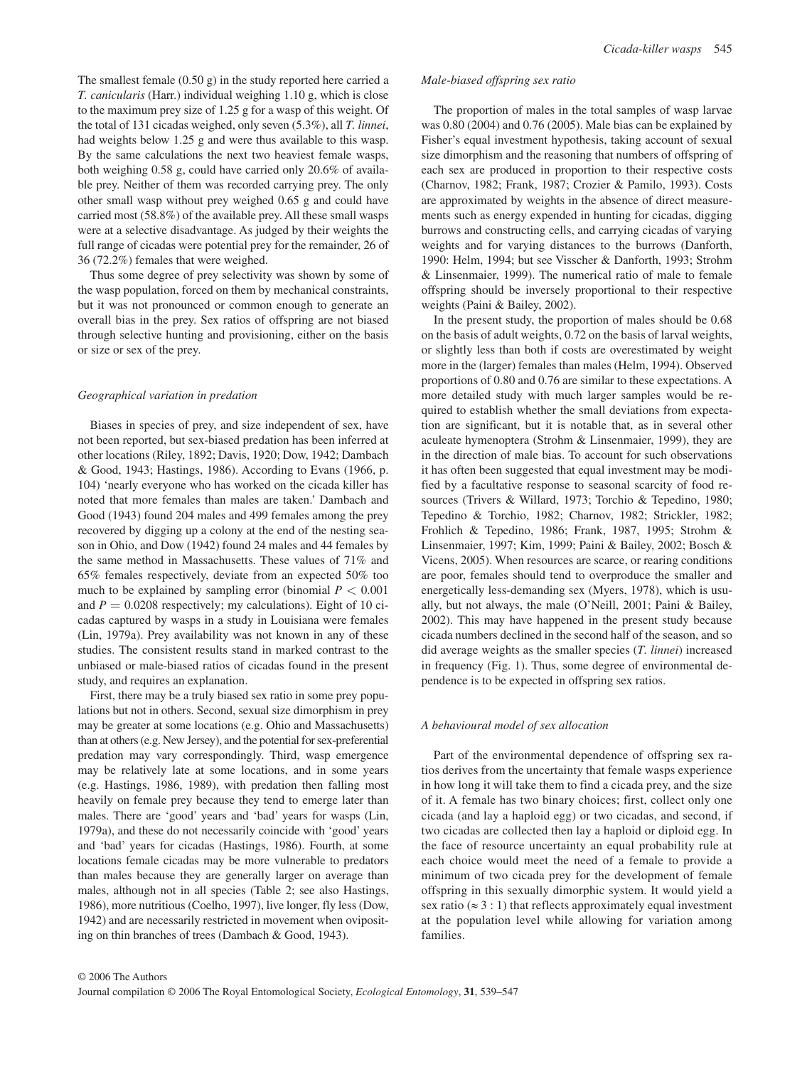The smallest female (0.50 g) in the study reported here carried a *T. canicularis* (Harr.) individual weighing 1.10 g, which is close to the maximum prey size of 1.25 g for a wasp of this weight. Of the total of 131 cicadas weighed, only seven (5.3%), all *T. linnei*, had weights below 1.25 g and were thus available to this wasp. By the same calculations the next two heaviest female wasps, both weighing 0.58 g, could have carried only 20.6% of available prey. Neither of them was recorded carrying prey. The only other small wasp without prey weighed 0.65 g and could have carried most (58.8%) of the available prey. All these small wasps were at a selective disadvantage. As judged by their weights the full range of cicadas were potential prey for the remainder, 26 of 36 (72.2%) females that were weighed.

Thus some degree of prey selectivity was shown by some of the wasp population, forced on them by mechanical constraints, but it was not pronounced or common enough to generate an overall bias in the prey. Sex ratios of offspring are not biased through selective hunting and provisioning, either on the basis or size or sex of the prey.

### *Geographical variation in predation*

Biases in species of prey, and size independent of sex, have not been reported, but sex-biased predation has been inferred at other locations (Riley, 1892; Davis, 1920; Dow, 1942; Dambach & Good, 1943; Hastings, 1986). According to Evans (1966, p. 104) 'nearly everyone who has worked on the cicada killer has noted that more females than males are taken.' Dambach and Good (1943) found 204 males and 499 females among the prey recovered by digging up a colony at the end of the nesting season in Ohio, and Dow (1942) found 24 males and 44 females by the same method in Massachusetts. These values of 71% and 65% females respectively, deviate from an expected 50% too much to be explained by sampling error (binomial $P < 0.001$ and $P = 0.0208$ respectively; my calculations). Eight of 10 cicadas captured by wasps in a study in Louisiana were females (Lin, 1979a). Prey availability was not known in any of these studies. The consistent results stand in marked contrast to the unbiased or male-biased ratios of cicadas found in the present study, and requires an explanation.

First, there may be a truly biased sex ratio in some prey populations but not in others. Second, sexual size dimorphism in prey may be greater at some locations (e.g. Ohio and Massachusetts) than at others (e.g. New Jersey), and the potential for sex-preferential predation may vary correspondingly. Third, wasp emergence may be relatively late at some locations, and in some years (e.g. Hastings, 1986, 1989), with predation then falling most heavily on female prey because they tend to emerge later than males. There are 'good' years and 'bad' years for wasps (Lin, 1979a), and these do not necessarily coincide with 'good' years and 'bad' years for cicadas (Hastings, 1986). Fourth, at some locations female cicadas may be more vulnerable to predators than males because they are generally larger on average than males, although not in all species (Table 2; see also Hastings, 1986), more nutritious (Coelho, 1997), live longer, fly less (Dow, 1942) and are necessarily restricted in movement when ovipositing on thin branches of trees (Dambach & Good, 1943).

### *Male-biased offspring sex ratio*

The proportion of males in the total samples of wasp larvae was 0.80 (2004) and 0.76 (2005). Male bias can be explained by Fisher's equal investment hypothesis, taking account of sexual size dimorphism and the reasoning that numbers of offspring of each sex are produced in proportion to their respective costs (Charnov, 1982; Frank, 1987; Crozier & Pamilo, 1993). Costs are approximated by weights in the absence of direct measurements such as energy expended in hunting for cicadas, digging burrows and constructing cells, and carrying cicadas of varying weights and for varying distances to the burrows (Danforth, 1990: Helm, 1994; but see Visscher & Danforth, 1993; Strohm & Linsenmaier, 1999). The numerical ratio of male to female offspring should be inversely proportional to their respective weights (Paini & Bailey, 2002).

In the present study, the proportion of males should be 0.68 on the basis of adult weights, 0.72 on the basis of larval weights, or slightly less than both if costs are overestimated by weight more in the (larger) females than males (Helm, 1994). Observed proportions of 0.80 and 0.76 are similar to these expectations. A more detailed study with much larger samples would be required to establish whether the small deviations from expectation are significant, but it is notable that, as in several other aculeate hymenoptera (Strohm & Linsenmaier, 1999), they are in the direction of male bias. To account for such observations it has often been suggested that equal investment may be modified by a facultative response to seasonal scarcity of food resources (Trivers & Willard, 1973; Torchio & Tepedino, 1980; Tepedino & Torchio, 1982; Charnov, 1982; Strickler, 1982; Frohlich & Tepedino, 1986; Frank, 1987, 1995; Strohm & Linsenmaier, 1997; Kim, 1999; Paini & Bailey, 2002; Bosch & Vicens, 2005). When resources are scarce, or rearing conditions are poor, females should tend to overproduce the smaller and energetically less-demanding sex (Myers, 1978), which is usually, but not always, the male (O'Neill, 2001; Paini & Bailey, 2002). This may have happened in the present study because cicada numbers declined in the second half of the season, and so did average weights as the smaller species (*T. linnei*) increased in frequency (Fig. 1). Thus, some degree of environmental dependence is to be expected in offspring sex ratios.

### *A behavioural model of sex allocation*

Part of the environmental dependence of offspring sex ratios derives from the uncertainty that female wasps experience in how long it will take them to find a cicada prey, and the size of it. A female has two binary choices; first, collect only one cicada (and lay a haploid egg) or two cicadas, and second, if two cicadas are collected then lay a haploid or diploid egg. In the face of resource uncertainty an equal probability rule at each choice would meet the need of a female to provide a minimum of two cicada prey for the development of female offspring in this sexually dimorphic system. It would yield a sex ratio ($\approx 3:1$) that reflects approximately equal investment at the population level while allowing for variation among families.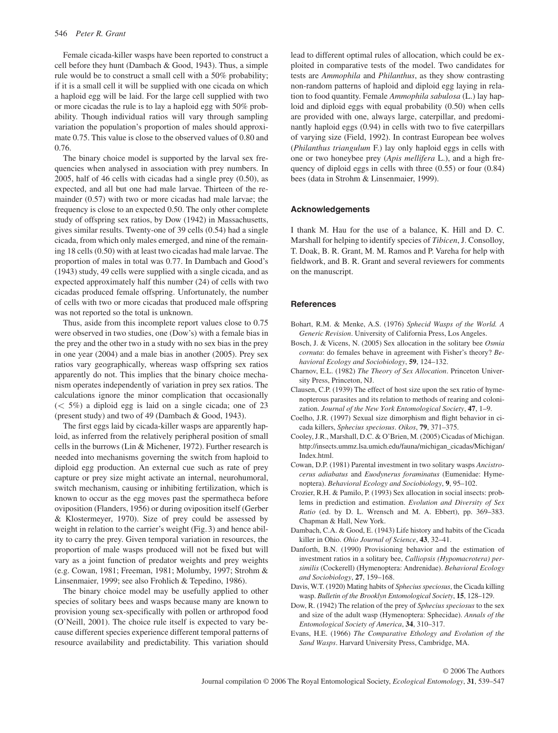Female cicada-killer wasps have been reported to construct a cell before they hunt (Dambach & Good, 1943). Thus, a simple rule would be to construct a small cell with a 50% probability; if it is a small cell it will be supplied with one cicada on which a haploid egg will be laid. For the large cell supplied with two or more cicadas the rule is to lay a haploid egg with 50% probability. Though individual ratios will vary through sampling variation the population's proportion of males should approximate 0.75. This value is close to the observed values of 0.80 and 0.76.

The binary choice model is supported by the larval sex frequencies when analysed in association with prey numbers. In 2005, half of 46 cells with cicadas had a single prey (0.50), as expected, and all but one had male larvae. Thirteen of the remainder (0.57) with two or more cicadas had male larvae; the frequency is close to an expected 0.50. The only other complete study of offspring sex ratios, by Dow (1942) in Massachusetts, gives similar results. Twenty-one of 39 cells (0.54) had a single cicada, from which only males emerged, and nine of the remaining 18 cells (0.50) with at least two cicadas had male larvae. The proportion of males in total was 0.77. In Dambach and Good's (1943) study, 49 cells were supplied with a single cicada, and as expected approximately half this number (24) of cells with two cicadas produced female offspring. Unfortunately, the number of cells with two or more cicadas that produced male offspring was not reported so the total is unknown.

Thus, aside from this incomplete report values close to 0.75 were observed in two studies, one (Dow's) with a female bias in the prey and the other two in a study with no sex bias in the prey in one year (2004) and a male bias in another (2005). Prey sex ratios vary geographically, whereas wasp offspring sex ratios apparently do not. This implies that the binary choice mechanism operates independently of variation in prey sex ratios. The calculations ignore the minor complication that occasionally ($< 5\%$) a diploid egg is laid on a single cicada; one of 23 (present study) and two of 49 (Dambach & Good, 1943).

The first eggs laid by cicada-killer wasps are apparently haploid, as inferred from the relatively peripheral position of small cells in the burrows (Lin & Michener, 1972). Further research is needed into mechanisms governing the switch from haploid to diploid egg production. An external cue such as rate of prey capture or prey size might activate an internal, neurohumoral, switch mechanism, causing or inhibiting fertilization, which is known to occur as the egg moves past the spermatheca before oviposition (Flanders, 1956) or during oviposition itself (Gerber & Klostermeyer, 1970). Size of prey could be assessed by weight in relation to the carrier's weight (Fig. 3) and hence ability to carry the prey. Given temporal variation in resources, the proportion of male wasps produced will not be fixed but will vary as a joint function of predator weights and prey weights (e.g. Cowan, 1981; Freeman, 1981; Molumby, 1997; Strohm & Linsenmaier, 1999; see also Frohlich & Tepedino, 1986).

The binary choice model may be usefully applied to other species of solitary bees and wasps because many are known to provision young sex-specifically with pollen or arthropod food (O'Neill, 2001). The choice rule itself is expected to vary because different species experience different temporal patterns of resource availability and predictability. This variation should lead to different optimal rules of allocation, which could be exploited in comparative tests of the model. Two candidates for tests are *Ammophila* and *Philanthus*, as they show contrasting non-random patterns of haploid and diploid egg laying in relation to food quantity. Female *Ammophila sabulosa* (L.) lay haploid and diploid eggs with equal probability (0.50) when cells are provided with one, always large, caterpillar, and predominantly haploid eggs (0.94) in cells with two to five caterpillars of varying size (Field, 1992). In contrast European bee wolves (*Philanthus triangulum* F.) lay only haploid eggs in cells with one or two honeybee prey (*Apis mellifera* L.), and a high frequency of diploid eggs in cells with three (0.55) or four (0.84) bees (data in Strohm & Linsenmaier, 1999).

## Acknowledgements

I thank M. Hau for the use of a balance, K. Hill and D. C. Marshall for helping to identify species of *Tibicen*, J. Consolloy, T. Doak, B. R. Grant, M. M. Ramos and P. Vareha for help with fieldwork, and B. R. Grant and several reviewers for comments on the manuscript.

## References

Bohart, R.M. & Menke, A.S. (1976) *Sphecid Wasps of the World. A Generic Revision*. University of California Press, Los Angeles.

Bosch, J. & Vicens, N. (2005) Sex allocation in the solitary bee *Osmia cornuta*: do females behave in agreement with Fisher's theory? *Behavioral Ecology and Sociobiology*, **59**, 124–132.

Charnov, E.L. (1982) *The Theory of Sex Allocation*. Princeton University Press, Princeton, NJ.

Clausen, C.P. (1939) The effect of host size upon the sex ratio of hymenopterous parasites and its relation to methods of rearing and colonization. *Journal of the New York Entomological Society*, **47**, 1–9.

Coelho, J.R. (1997) Sexual size dimorphism and flight behavior in cicada killers, *Sphecius speciosus*. *Oikos*, **79**, 371–375.

Cooley, J.R., Marshall, D.C. & O'Brien, M. (2005) Cicadas of Michigan. http://insects.ummz.lsa.umich.edu/fauna/michigan_cicadas/Michigan/Index.html.

Cowan, D.P. (1981) Parental investment in two solitary wasps *Ancistrocerus adiabatus* and *Euodynerus foraminatus* (Eumenidae: Hymenoptera). *Behavioral Ecology and Sociobiology*, **9**, 95–102.

Crozier, R.H. & Pamilo, P. (1993) Sex allocation in social insects: problems in prediction and estimation. *Evolution and Diversity of Sex Ratio* (ed. by D. L. Wrensch and M. A. Ebbert), pp. 369–383. Chapman & Hall, New York.

Dambach, C.A. & Good, E. (1943) Life history and habits of the Cicada killer in Ohio. *Ohio Journal of Science*, **43**, 32–41.

Danforth, B.N. (1990) Provisioning behavior and the estimation of investment ratios in a solitary bee, *Calliopsis (Hypomacrotera) persimilis* (Cockerell) (Hymenoptera: Andrenidae). *Behavioral Ecology and Sociobiology*, **27**, 159–168.

Davis, W.T. (1920) Mating habits of *Sphecius speciosus*, the Cicada killing wasp. *Bulletin of the Brooklyn Entomological Society*, **15**, 128–129.

Dow, R. (1942) The relation of the prey of *Sphecius speciosus* to the sex and size of the adult wasp (Hymenoptera: Sphecidae). *Annals of the Entomological Society of America*, **34**, 310–317.

Evans, H.E. (1966) *The Comparative Ethology and Evolution of the Sand Wasps*. Harvard University Press, Cambridge, MA.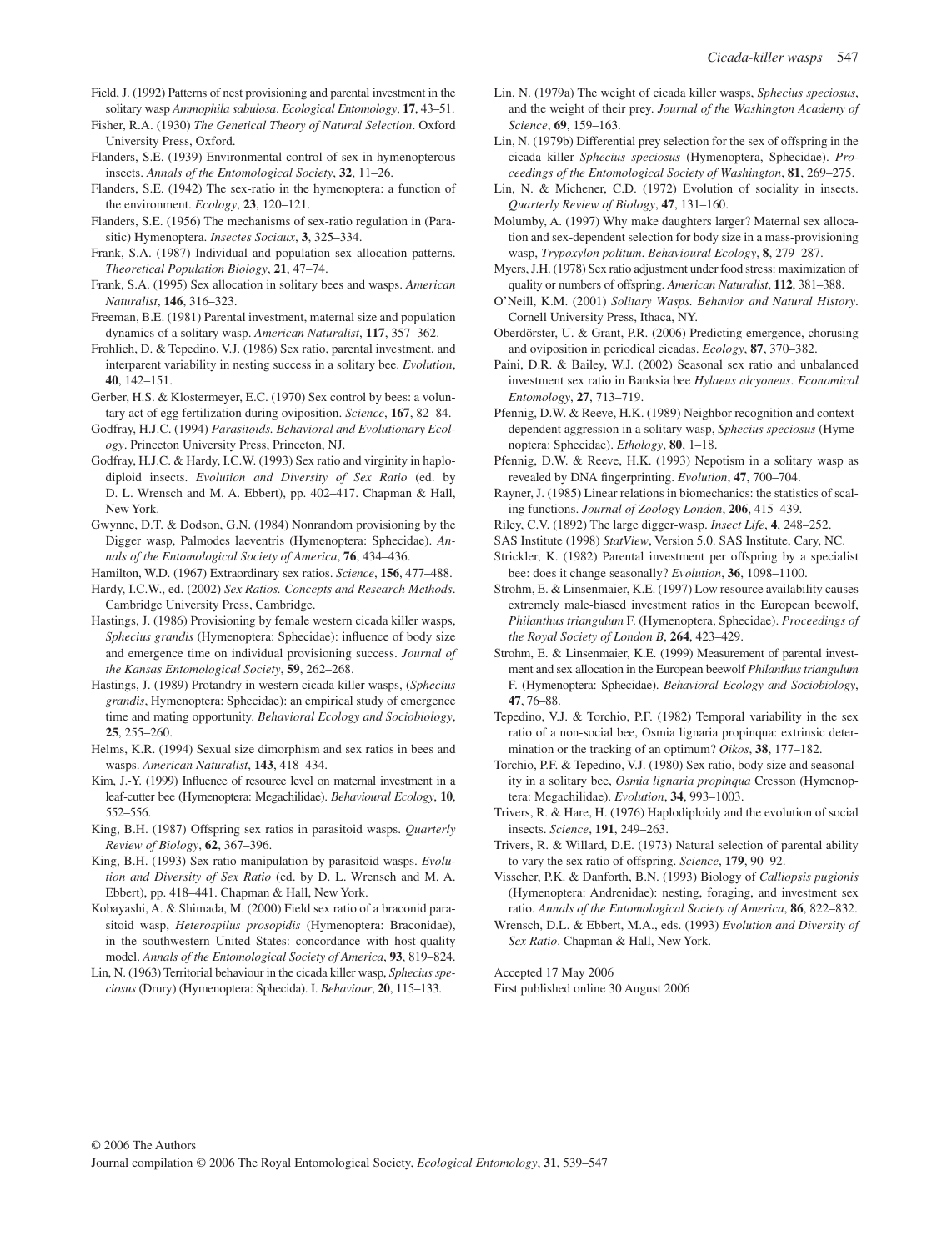Field, J. (1992) Patterns of nest provisioning and parental investment in the solitary wasp *Ammophila sabulosa*. *Ecological Entomology*, **17**, 43–51.

Fisher, R.A. (1930) *The Genetical Theory of Natural Selection*. Oxford University Press, Oxford.

Flanders, S.E. (1939) Environmental control of sex in hymenopterous insects. *Annals of the Entomological Society*, **32**, 11–26.

Flanders, S.E. (1942) The sex-ratio in the hymenoptera: a function of the environment. *Ecology*, **23**, 120–121.

Flanders, S.E. (1956) The mechanisms of sex-ratio regulation in (Parasitic) Hymenoptera. *Insectes Sociaux*, **3**, 325–334.

Frank, S.A. (1987) Individual and population sex allocation patterns. *Theoretical Population Biology*, **21**, 47–74.

Frank, S.A. (1995) Sex allocation in solitary bees and wasps. *American Naturalist*, **146**, 316–323.

Freeman, B.E. (1981) Parental investment, maternal size and population dynamics of a solitary wasp. *American Naturalist*, **117**, 357–362.

Frohlich, D. & Tepedino, V.J. (1986) Sex ratio, parental investment, and interparent variability in nesting success in a solitary bee. *Evolution*, **40**, 142–151.

Gerber, H.S. & Klostermeyer, E.C. (1970) Sex control by bees: a voluntary act of egg fertilization during oviposition. *Science*, **167**, 82–84.

Godfray, H.J.C. (1994) *Parasitoids. Behavioral and Evolutionary Ecology*. Princeton University Press, Princeton, NJ.

Godfray, H.J.C. & Hardy, I.C.W. (1993) Sex ratio and virginity in haplodiploid insects. *Evolution and Diversity of Sex Ratio* (ed. by D. L. Wrensch and M. A. Ebbert), pp. 402–417. Chapman & Hall, New York.

Gwynne, D.T. & Dodson, G.N. (1984) Nonrandom provisioning by the Digger wasp, Palmodes laeventris (Hymenoptera: Sphecidae). *Annals of the Entomological Society of America*, **76**, 434–436.

Hamilton, W.D. (1967) Extraordinary sex ratios. *Science*, **156**, 477–488.

Hardy, I.C.W., ed. (2002) *Sex Ratios. Concepts and Research Methods*. Cambridge University Press, Cambridge.

Hastings, J. (1986) Provisioning by female western cicada killer wasps, *Sphecius grandis* (Hymenoptera: Sphecidae): influence of body size and emergence time on individual provisioning success. *Journal of the Kansas Entomological Society*, **59**, 262–268.

Hastings, J. (1989) Protandry in western cicada killer wasps, (*Sphecius grandis*, Hymenoptera: Sphecidae): an empirical study of emergence time and mating opportunity. *Behavioral Ecology and Sociobiology*, **25**, 255–260.

Helms, K.R. (1994) Sexual size dimorphism and sex ratios in bees and wasps. *American Naturalist*, **143**, 418–434.

Kim, J.-Y. (1999) Influence of resource level on maternal investment in a leaf-cutter bee (Hymenoptera: Megachilidae). *Behavioural Ecology*, **10**, 552–556.

King, B.H. (1987) Offspring sex ratios in parasitoid wasps. *Quarterly Review of Biology*, **62**, 367–396.

King, B.H. (1993) Sex ratio manipulation by parasitoid wasps. *Evolution and Diversity of Sex Ratio* (ed. by D. L. Wrensch and M. A. Ebbert), pp. 418–441. Chapman & Hall, New York.

Kobayashi, A. & Shimada, M. (2000) Field sex ratio of a braconid parasitoid wasp, *Heterospilus prosopidis* (Hymenoptera: Braconidae), in the southwestern United States: concordance with host-quality model. *Annals of the Entomological Society of America*, **93**, 819–824.

Lin, N. (1963) Territorial behaviour in the cicada killer wasp, *Sphecius speciosus* (Drury) (Hymenoptera: Sphecida). I. *Behaviour*, **20**, 115–133.

Lin, N. (1979a) The weight of cicada killer wasps, *Sphecius speciosus*, and the weight of their prey. *Journal of the Washington Academy of Science*, **69**, 159–163.

Lin, N. (1979b) Differential prey selection for the sex of offspring in the cicada killer *Sphecius speciosus* (Hymenoptera, Sphecidae). *Proceedings of the Entomological Society of Washington*, **81**, 269–275.

Lin, N. & Michener, C.D. (1972) Evolution of sociality in insects. *Quarterly Review of Biology*, **47**, 131–160.

Molumby, A. (1997) Why make daughters larger? Maternal sex allocation and sex-dependent selection for body size in a mass-provisioning wasp, *Trypoxylon politum*. *Behavioural Ecology*, **8**, 279–287.

Myers, J.H. (1978) Sex ratio adjustment under food stress: maximization of quality or numbers of offspring. *American Naturalist*, **112**, 381–388.

O'Neill, K.M. (2001) *Solitary Wasps. Behavior and Natural History*. Cornell University Press, Ithaca, NY.

Oberdörster, U. & Grant, P.R. (2006) Predicting emergence, chorusing and oviposition in periodical cicadas. *Ecology*, **87**, 370–382.

Paini, D.R. & Bailey, W.J. (2002) Seasonal sex ratio and unbalanced investment sex ratio in Banksia bee *Hylaeus alcyoneus*. *Economical Entomology*, **27**, 713–719.

Pfennig, D.W. & Reeve, H.K. (1989) Neighbor recognition and context-dependent aggression in a solitary wasp, *Sphecius speciosus* (Hymenoptera: Sphecidae). *Ethology*, **80**, 1–18.

Pfennig, D.W. & Reeve, H.K. (1993) Nepotism in a solitary wasp as revealed by DNA fingerprinting. *Evolution*, **47**, 700–704.

Rayner, J. (1985) Linear relations in biomechanics: the statistics of scaling functions. *Journal of Zoology London*, **206**, 415–439.

Riley, C.V. (1892) The large digger-wasp. *Insect Life*, **4**, 248–252.

SAS Institute (1998) *StatView*, Version 5.0. SAS Institute, Cary, NC.

Strickler, K. (1982) Parental investment per offspring by a specialist bee: does it change seasonally? *Evolution*, **36**, 1098–1100.

Strohm, E. & Linsenmaier, K.E. (1997) Low resource availability causes extremely male-biased investment ratios in the European beewolf, *Philanthus triangulum* F. (Hymenoptera, Sphecidae). *Proceedings of the Royal Society of London B*, **264**, 423–429.

Strohm, E. & Linsenmaier, K.E. (1999) Measurement of parental investment and sex allocation in the European beewolf *Philanthus triangulum* F. (Hymenoptera: Sphecidae). *Behavioral Ecology and Sociobiology*, **47**, 76–88.

Tepedino, V.J. & Torchio, P.F. (1982) Temporal variability in the sex ratio of a non-social bee, Osmia lignaria propinqua: extrinsic determination or the tracking of an optimum? *Oikos*, **38**, 177–182.

Torchio, P.F. & Tepedino, V.J. (1980) Sex ratio, body size and seasonality in a solitary bee, *Osmia lignaria propinqua* Cresson (Hymenoptera: Megachilidae). *Evolution*, **34**, 993–1003.

Trivers, R. & Hare, H. (1976) Haplodiploidy and the evolution of social insects. *Science*, **191**, 249–263.

Trivers, R. & Willard, D.E. (1973) Natural selection of parental ability to vary the sex ratio of offspring. *Science*, **179**, 90–92.

Visscher, P.K. & Danforth, B.N. (1993) Biology of *Calliopsis pugionis* (Hymenoptera: Andrenidae): nesting, foraging, and investment sex ratio. *Annals of the Entomological Society of America*, **86**, 822–832.

Wrensch, D.L. & Ebbert, M.A., eds. (1993) *Evolution and Diversity of Sex Ratio*. Chapman & Hall, New York.

Accepted 17 May 2006
First published online 30 August 2006